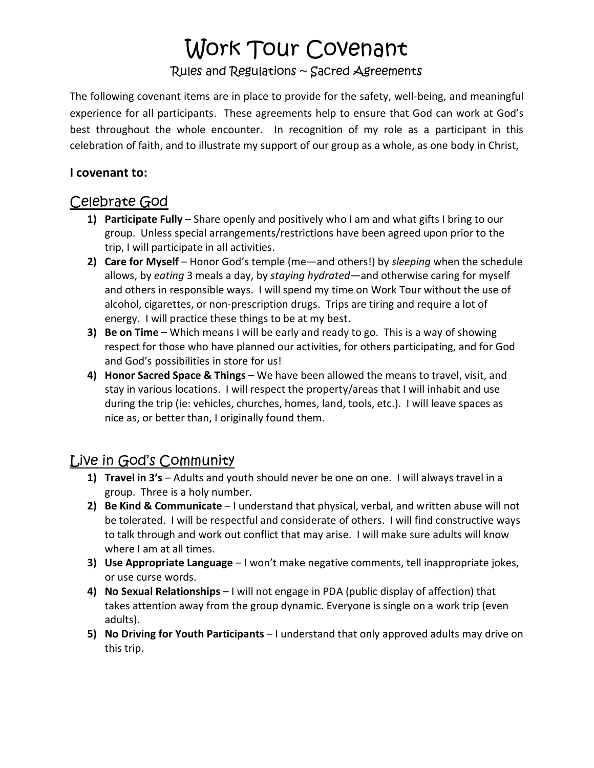# Work Tour Covenant

## Rules and Regulations ~ Sacred Agreements

The following covenant items are in place to provide for the safety, well-being, and meaningful experience for all participants. These agreements help to ensure that God can work at God's best throughout the whole encounter. In recognition of my role as a participant in this celebration of faith, and to illustrate my support of our group as a whole, as one body in Christ,

**I covenant to:**

## Celebrate God

1) **Participate Fully** – Share openly and positively who I am and what gifts I bring to our group. Unless special arrangements/restrictions have been agreed upon prior to the trip, I will participate in all activities.
2) **Care for Myself** – Honor God's temple (me—and others!) by *sleeping* when the schedule allows, by *eating* 3 meals a day, by *staying hydrated*—and otherwise caring for myself and others in responsible ways. I will spend my time on Work Tour without the use of alcohol, cigarettes, or non-prescription drugs. Trips are tiring and require a lot of energy. I will practice these things to be at my best.
3) **Be on Time** – Which means I will be early and ready to go. This is a way of showing respect for those who have planned our activities, for others participating, and for God and God's possibilities in store for us!
4) **Honor Sacred Space & Things** – We have been allowed the means to travel, visit, and stay in various locations. I will respect the property/areas that I will inhabit and use during the trip (ie: vehicles, churches, homes, land, tools, etc.). I will leave spaces as nice as, or better than, I originally found them.

## Live in God's Community

1) **Travel in 3's** – Adults and youth should never be one on one. I will always travel in a group. Three is a holy number.
2) **Be Kind & Communicate** – I understand that physical, verbal, and written abuse will not be tolerated. I will be respectful and considerate of others. I will find constructive ways to talk through and work out conflict that may arise. I will make sure adults will know where I am at all times.
3) **Use Appropriate Language** – I won't make negative comments, tell inappropriate jokes, or use curse words.
4) **No Sexual Relationships** – I will not engage in PDA (public display of affection) that takes attention away from the group dynamic. Everyone is single on a work trip (even adults).
5) **No Driving for Youth Participants** – I understand that only approved adults may drive on this trip.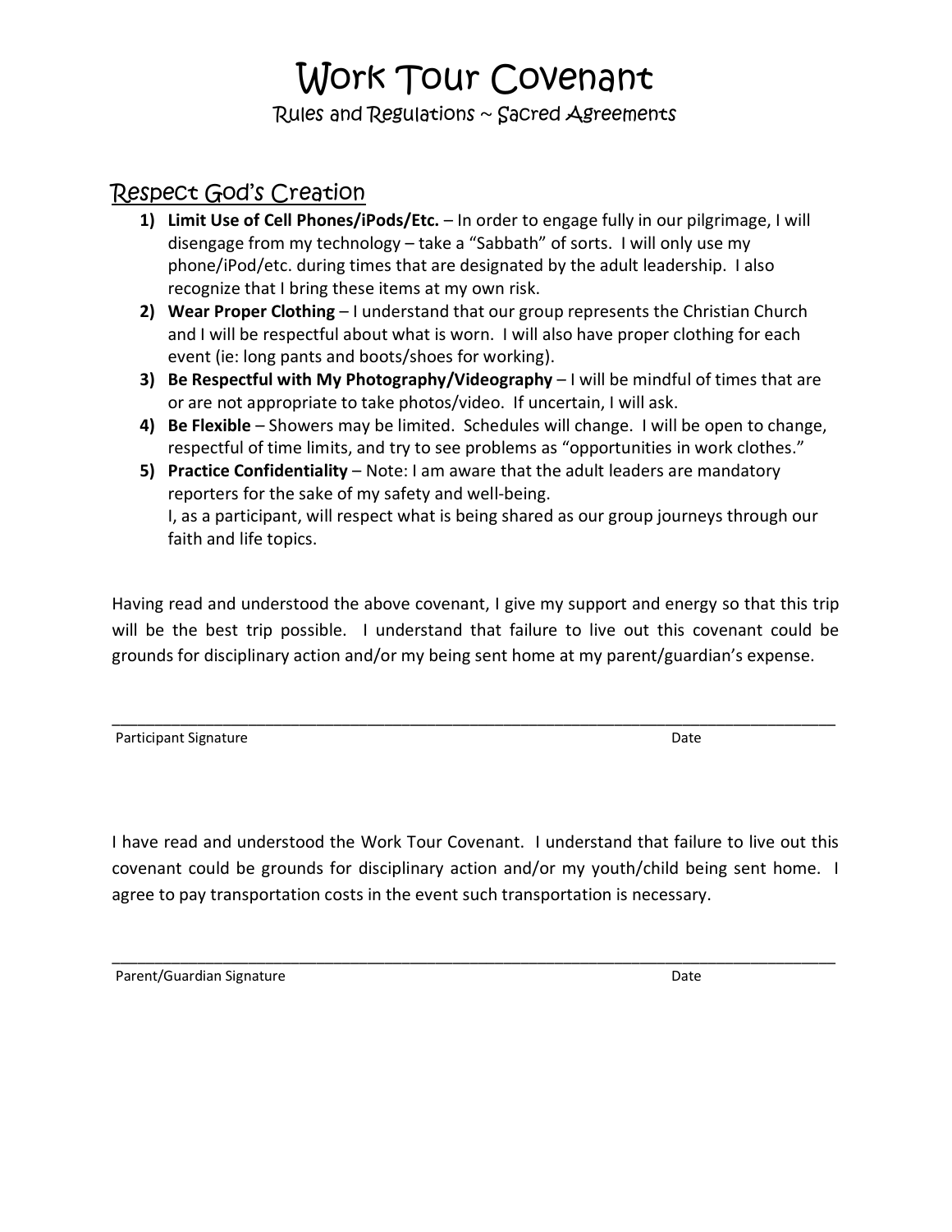# Work Tour Covenant

Rules and Regulations ~ Sacred Agreements

## Respect God's Creation

1) **Limit Use of Cell Phones/iPods/Etc.** – In order to engage fully in our pilgrimage, I will disengage from my technology – take a "Sabbath" of sorts. I will only use my phone/iPod/etc. during times that are designated by the adult leadership. I also recognize that I bring these items at my own risk.
2) **Wear Proper Clothing** – I understand that our group represents the Christian Church and I will be respectful about what is worn. I will also have proper clothing for each event (ie: long pants and boots/shoes for working).
3) **Be Respectful with My Photography/Videography** – I will be mindful of times that are or are not appropriate to take photos/video. If uncertain, I will ask.
4) **Be Flexible** – Showers may be limited. Schedules will change. I will be open to change, respectful of time limits, and try to see problems as "opportunities in work clothes."
5) **Practice Confidentiality** – Note: I am aware that the adult leaders are mandatory reporters for the sake of my safety and well-being.
   I, as a participant, will respect what is being shared as our group journeys through our faith and life topics.

Having read and understood the above covenant, I give my support and energy so that this trip will be the best trip possible. I understand that failure to live out this covenant could be grounds for disciplinary action and/or my being sent home at my parent/guardian's expense.

\_\_\_\_\_\_\_\_\_\_\_\_\_\_\_\_\_\_\_\_\_\_\_\_\_\_\_\_\_\_\_\_\_\_\_\_\_\_\_\_\_\_\_\_\_\_\_\_\_\_\_\_\_\_\_\_\_\_\_\_\_\_\_\_\_\_\_\_\_\_\_\_

Participant Signature                                                                                    Date

I have read and understood the Work Tour Covenant. I understand that failure to live out this covenant could be grounds for disciplinary action and/or my youth/child being sent home. I agree to pay transportation costs in the event such transportation is necessary.

\_\_\_\_\_\_\_\_\_\_\_\_\_\_\_\_\_\_\_\_\_\_\_\_\_\_\_\_\_\_\_\_\_\_\_\_\_\_\_\_\_\_\_\_\_\_\_\_\_\_\_\_\_\_\_\_\_\_\_\_\_\_\_\_\_\_\_\_\_\_\_\_

Parent/Guardian Signature                                                                                    Date